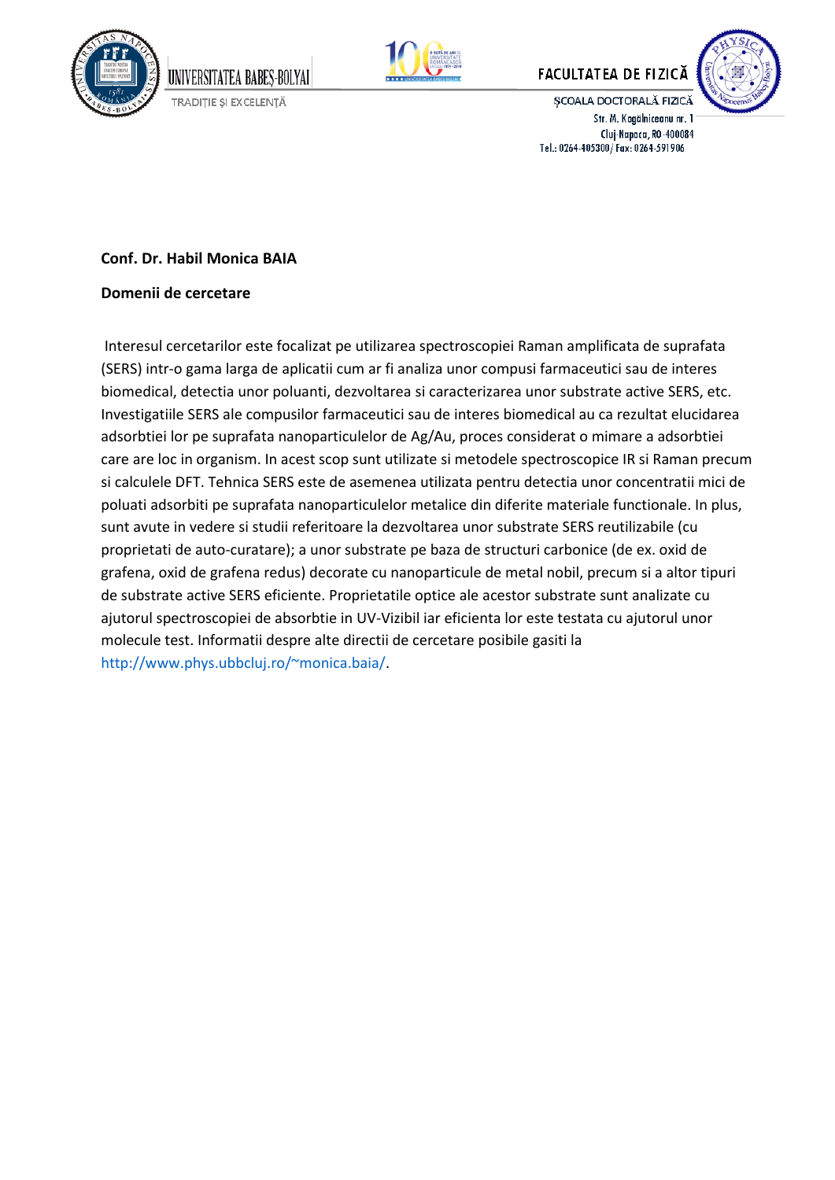**Conf. Dr. Habil Monica BAIA**

**Domenii de cercetare**

Interesul cercetarilor este focalizat pe utilizarea spectroscopiei Raman amplificata de suprafata (SERS) intr-o gama larga de aplicatii cum ar fi analiza unor compusi farmaceutici sau de interes biomedical, detectia unor poluanti, dezvoltarea si caracterizarea unor substrate active SERS, etc. Investigatiile SERS ale compusilor farmaceutici sau de interes biomedical au ca rezultat elucidarea adsorbtiei lor pe suprafata nanoparticulelor de Ag/Au, proces considerat o mimare a adsorbtiei care are loc in organism. In acest scop sunt utilizate si metodele spectroscopice IR si Raman precum si calculele DFT. Tehnica SERS este de asemenea utilizata pentru detectia unor concentratii mici de poluati adsorbiti pe suprafata nanoparticulelor metalice din diferite materiale functionale. In plus, sunt avute in vedere si studii referitoare la dezvoltarea unor substrate SERS reutilizabile (cu proprietati de auto-curatare); a unor substrate pe baza de structuri carbonice (de ex. oxid de grafena, oxid de grafena redus) decorate cu nanoparticule de metal nobil, precum si a altor tipuri de substrate active SERS eficiente. Proprietatile optice ale acestor substrate sunt analizate cu ajutorul spectroscopiei de absorbtie in UV-Vizibil iar eficienta lor este testata cu ajutorul unor molecule test. Informatii despre alte directii de cercetare posibile gasiti la http://www.phys.ubbcluj.ro/~monica.baia/.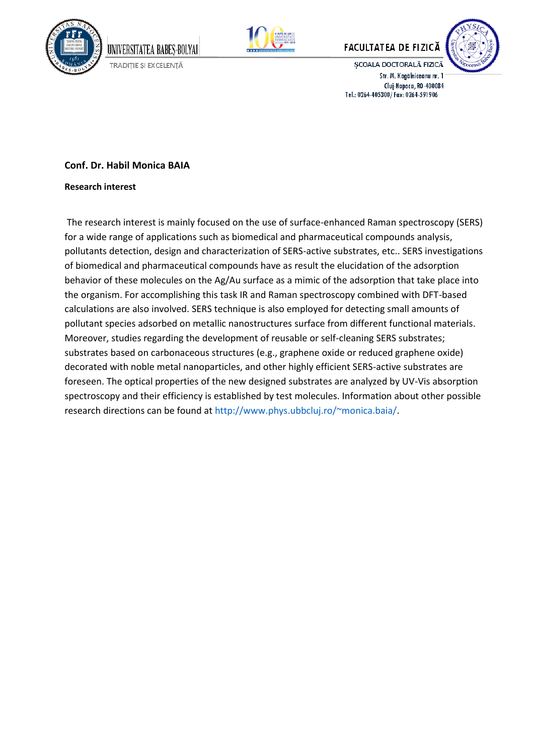**Conf. Dr. Habil Monica BAIA**

**Research interest**

The research interest is mainly focused on the use of surface-enhanced Raman spectroscopy (SERS) for a wide range of applications such as biomedical and pharmaceutical compounds analysis, pollutants detection, design and characterization of SERS-active substrates, etc.. SERS investigations of biomedical and pharmaceutical compounds have as result the elucidation of the adsorption behavior of these molecules on the Ag/Au surface as a mimic of the adsorption that take place into the organism. For accomplishing this task IR and Raman spectroscopy combined with DFT-based calculations are also involved. SERS technique is also employed for detecting small amounts of pollutant species adsorbed on metallic nanostructures surface from different functional materials. Moreover, studies regarding the development of reusable or self-cleaning SERS substrates; substrates based on carbonaceous structures (e.g., graphene oxide or reduced graphene oxide) decorated with noble metal nanoparticles, and other highly efficient SERS-active substrates are foreseen. The optical properties of the new designed substrates are analyzed by UV-Vis absorption spectroscopy and their efficiency is established by test molecules. Information about other possible research directions can be found at http://www.phys.ubbcluj.ro/~monica.baia/.